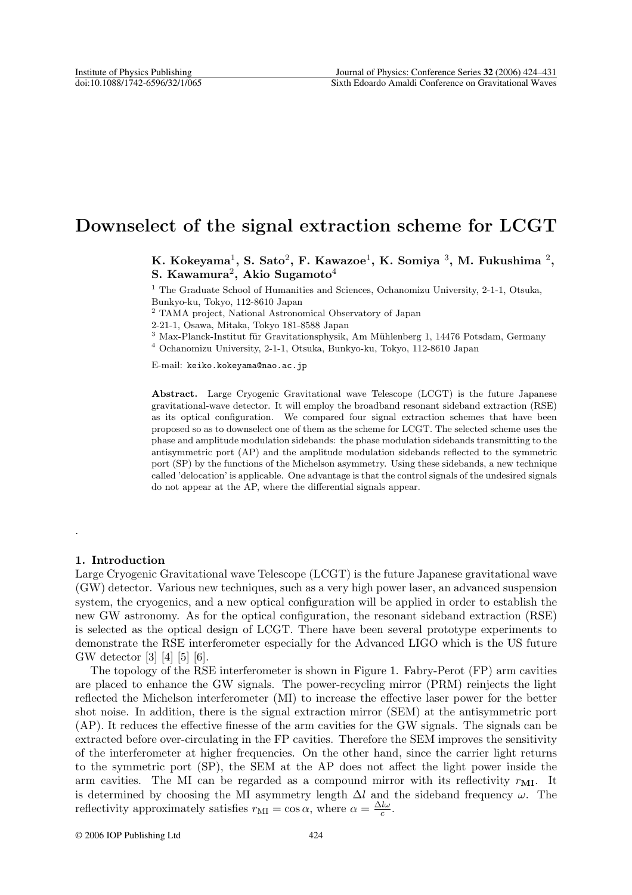# Downselect of the signal extraction scheme for LCGT

**K. Kokeyama[1], S. Sato[2], F. Kawazoe[1], K. Somiya [3], M. Fukushima [2], S. Kawamura[2], Akio Sugamoto[4]**

[1] The Graduate School of Humanities and Sciences, Ochanomizu University, 2-1-1, Otsuka, Bunkyo-ku, Tokyo, 112-8610 Japan

[2] TAMA project, National Astronomical Observatory of Japan
2-21-1, Osawa, Mitaka, Tokyo 181-8588 Japan

[3] Max-Planck-Institut für Gravitationsphysik, Am Mühlenberg 1, 14476 Potsdam, Germany

[4] Ochanomizu University, 2-1-1, Otsuka, Bunkyo-ku, Tokyo, 112-8610 Japan

E-mail: keiko.kokeyama@nao.ac.jp

**Abstract.** Large Cryogenic Gravitational wave Telescope (LCGT) is the future Japanese gravitational-wave detector. It will employ the broadband resonant sideband extraction (RSE) as its optical configuration. We compared four signal extraction schemes that have been proposed so as to downselect one of them as the scheme for LCGT. The selected scheme uses the phase and amplitude modulation sidebands: the phase modulation sidebands transmitting to the antisymmetric port (AP) and the amplitude modulation sidebands reflected to the symmetric port (SP) by the functions of the Michelson asymmetry. Using these sidebands, a new technique called 'delocation' is applicable. One advantage is that the control signals of the undesired signals do not appear at the AP, where the differential signals appear.

## 1. Introduction

Large Cryogenic Gravitational wave Telescope (LCGT) is the future Japanese gravitational wave (GW) detector. Various new techniques, such as a very high power laser, an advanced suspension system, the cryogenics, and a new optical configuration will be applied in order to establish the new GW astronomy. As for the optical configuration, the resonant sideband extraction (RSE) is selected as the optical design of LCGT. There have been several prototype experiments to demonstrate the RSE interferometer especially for the Advanced LIGO which is the US future GW detector [3] [4] [5] [6].

The topology of the RSE interferometer is shown in Figure 1. Fabry-Perot (FP) arm cavities are placed to enhance the GW signals. The power-recycling mirror (PRM) reinjects the light reflected the Michelson interferometer (MI) to increase the effective laser power for the better shot noise. In addition, there is the signal extraction mirror (SEM) at the antisymmetric port (AP). It reduces the effective finesse of the arm cavities for the GW signals. The signals can be extracted before over-circulating in the FP cavities. Therefore the SEM improves the sensitivity of the interferometer at higher frequencies. On the other hand, since the carrier light returns to the symmetric port (SP), the SEM at the AP does not affect the light power inside the arm cavities. The MI can be regarded as a compound mirror with its reflectivity $r_{\mathbf{MI}}$. It is determined by choosing the MI asymmetry length $\Delta l$ and the sideband frequency $\omega$. The reflectivity approximately satisfies $r_{\mathrm{MI}} = \cos\alpha$, where $\alpha = \frac{\Delta l \omega}{c}$.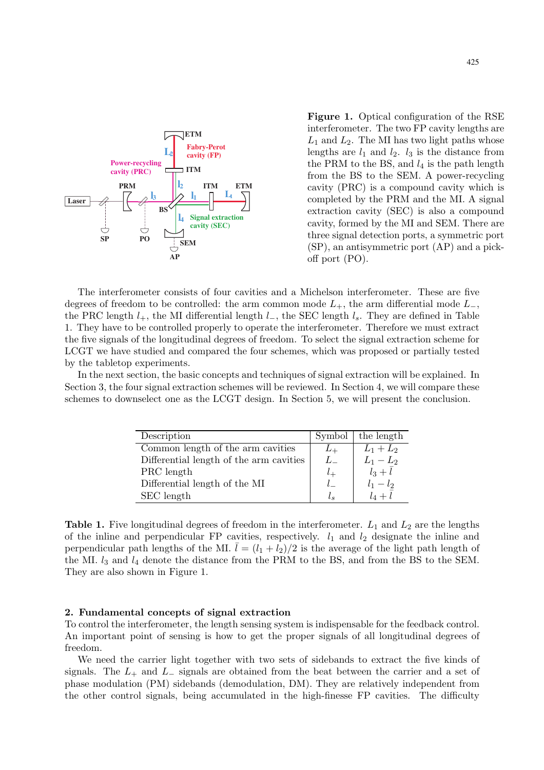**Figure 1.** Optical configuration of the RSE interferometer. The two FP cavity lengths are $L_1$ and $L_2$. The MI has two light paths whose lengths are $l_1$ and $l_2$. $l_3$ is the distance from the PRM to the BS, and $l_4$ is the path length from the BS to the SEM. A power-recycling cavity (PRC) is a compound cavity which is completed by the PRM and the MI. A signal extraction cavity (SEC) is also a compound cavity, formed by the MI and SEM. There are three signal detection ports, a symmetric port (SP), an antisymmetric port (AP) and a pick-off port (PO).

The interferometer consists of four cavities and a Michelson interferometer. These are five degrees of freedom to be controlled: the arm common mode $L_+$, the arm differential mode $L_-$, the PRC length $l_+$, the MI differential length $l_-$, the SEC length $l_s$. They are defined in Table 1. They have to be controlled properly to operate the interferometer. Therefore we must extract the five signals of the longitudinal degrees of freedom. To select the signal extraction scheme for LCGT we have studied and compared the four schemes, which was proposed or partially tested by the tabletop experiments.

In the next section, the basic concepts and techniques of signal extraction will be explained. In Section 3, the four signal extraction schemes will be reviewed. In Section 4, we will compare these schemes to downselect one as the LCGT design. In Section 5, we will present the conclusion.

| Description | Symbol | the length |
|---|---|---|
| Common length of the arm cavities | $L_+$ | $L_1 + L_2$ |
| Differential length of the arm cavities | $L_-$ | $L_1 - L_2$ |
| PRC length | $l_+$ | $l_3 + \bar{l}$ |
| Differential length of the MI | $l_-$ | $l_1 - l_2$ |
| SEC length | $l_s$ | $l_4 + \bar{l}$ |

**Table 1.** Five longitudinal degrees of freedom in the interferometer. $L_1$ and $L_2$ are the lengths of the inline and perpendicular FP cavities, respectively. $l_1$ and $l_2$ designate the inline and perpendicular path lengths of the MI. $\bar{l} = (l_1 + l_2)/2$ is the average of the light path length of the MI. $l_3$ and $l_4$ denote the distance from the PRM to the BS, and from the BS to the SEM. They are also shown in Figure 1.

## 2. Fundamental concepts of signal extraction

To control the interferometer, the length sensing system is indispensable for the feedback control. An important point of sensing is how to get the proper signals of all longitudinal degrees of freedom.

We need the carrier light together with two sets of sidebands to extract the five kinds of signals. The $L_+$ and $L_-$ signals are obtained from the beat between the carrier and a set of phase modulation (PM) sidebands (demodulation, DM). They are relatively independent from the other control signals, being accumulated in the high-finesse FP cavities. The difficulty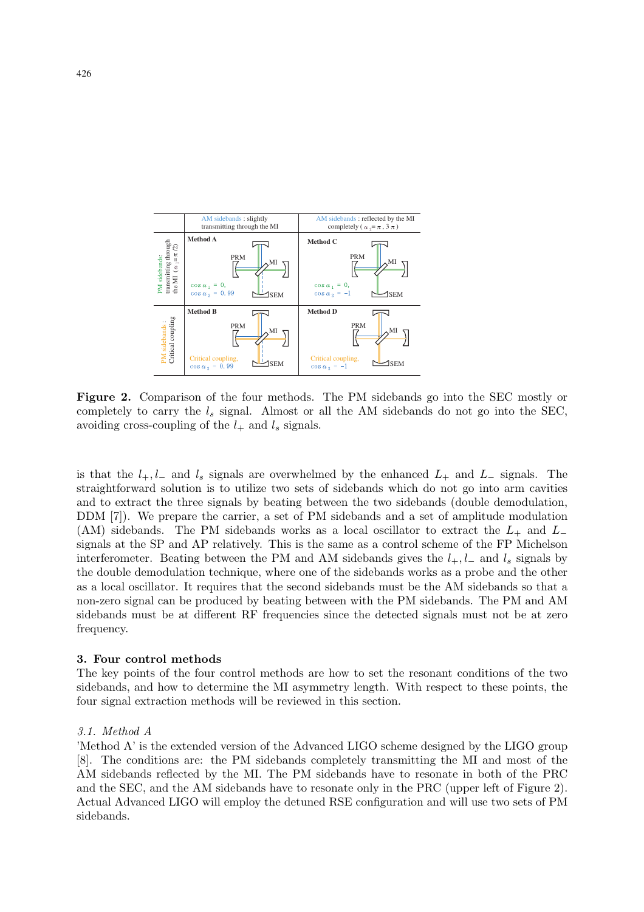**Figure 2.** Comparison of the four methods. The PM sidebands go into the SEC mostly or completely to carry the $l_s$ signal. Almost or all the AM sidebands do not go into the SEC, avoiding cross-coupling of the $l_+$ and $l_s$ signals.

is that the $l_+, l_-$ and $l_s$ signals are overwhelmed by the enhanced $L_+$ and $L_-$ signals. The straightforward solution is to utilize two sets of sidebands which do not go into arm cavities and to extract the three signals by beating between the two sidebands (double demodulation, DDM [7]). We prepare the carrier, a set of PM sidebands and a set of amplitude modulation (AM) sidebands. The PM sidebands works as a local oscillator to extract the $L_+$ and $L_-$ signals at the SP and AP relatively. This is the same as a control scheme of the FP Michelson interferometer. Beating between the PM and AM sidebands gives the $l_+, l_-$ and $l_s$ signals by the double demodulation technique, where one of the sidebands works as a probe and the other as a local oscillator. It requires that the second sidebands must be the AM sidebands so that a non-zero signal can be produced by beating between with the PM sidebands. The PM and AM sidebands must be at different RF frequencies since the detected signals must not be at zero frequency.

## 3. Four control methods

The key points of the four control methods are how to set the resonant conditions of the two sidebands, and how to determine the MI asymmetry length. With respect to these points, the four signal extraction methods will be reviewed in this section.

### *3.1. Method A*

'Method A' is the extended version of the Advanced LIGO scheme designed by the LIGO group [8]. The conditions are: the PM sidebands completely transmitting the MI and most of the AM sidebands reflected by the MI. The PM sidebands have to resonate in both of the PRC and the SEC, and the AM sidebands have to resonate only in the PRC (upper left of Figure 2). Actual Advanced LIGO will employ the detuned RSE configuration and will use two sets of PM sidebands.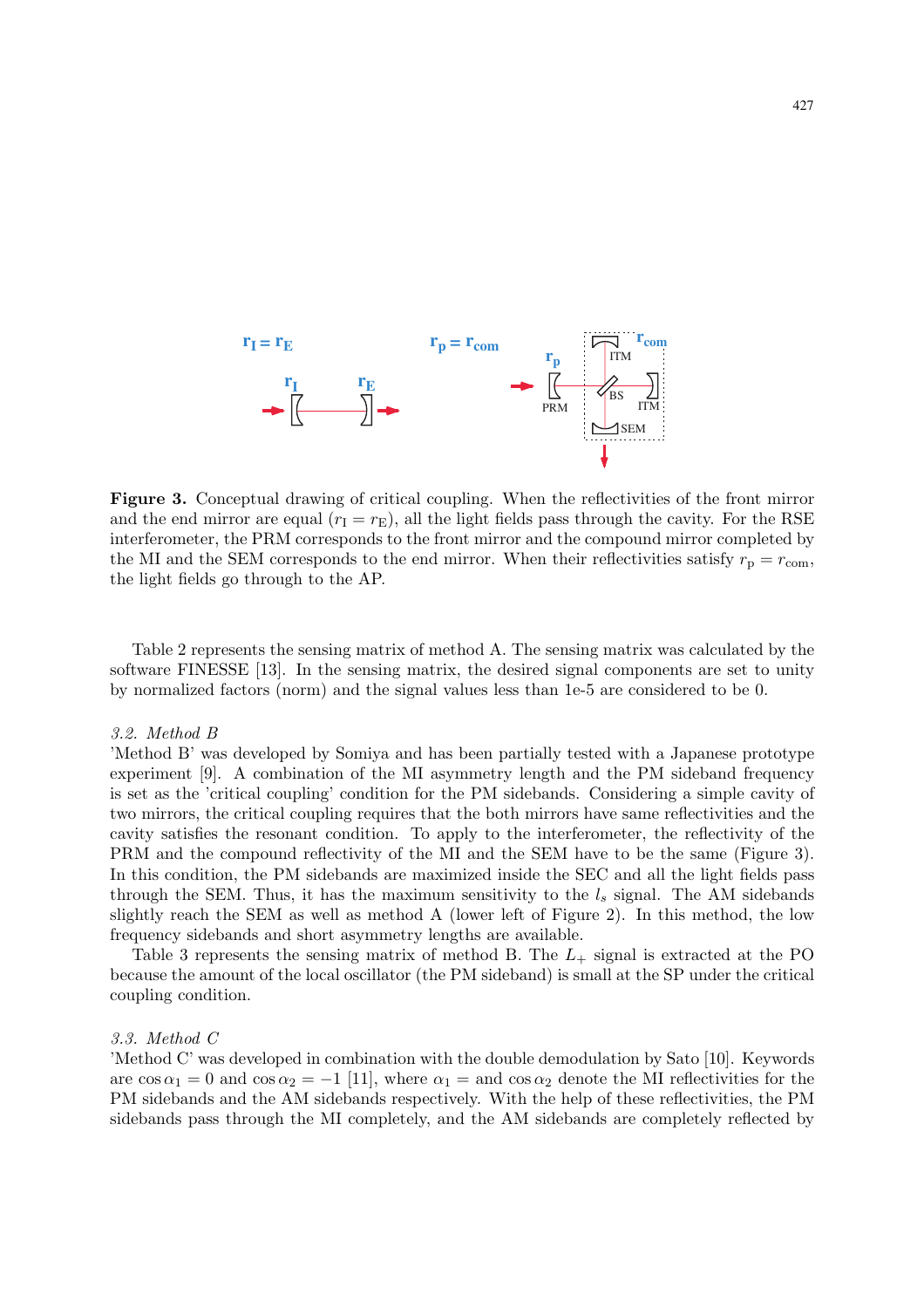**Figure 3.** Conceptual drawing of critical coupling. When the reflectivities of the front mirror and the end mirror are equal ($r_{\rm I} = r_{\rm E}$), all the light fields pass through the cavity. For the RSE interferometer, the PRM corresponds to the front mirror and the compound mirror completed by the MI and the SEM corresponds to the end mirror. When their reflectivities satisfy $r_{\rm p} = r_{\rm com}$, the light fields go through to the AP.

Table 2 represents the sensing matrix of method A. The sensing matrix was calculated by the software FINESSE [13]. In the sensing matrix, the desired signal components are set to unity by normalized factors (norm) and the signal values less than 1e-5 are considered to be 0.

### *3.2. Method B*

'Method B' was developed by Somiya and has been partially tested with a Japanese prototype experiment [9]. A combination of the MI asymmetry length and the PM sideband frequency is set as the 'critical coupling' condition for the PM sidebands. Considering a simple cavity of two mirrors, the critical coupling requires that the both mirrors have same reflectivities and the cavity satisfies the resonant condition. To apply to the interferometer, the reflectivity of the PRM and the compound reflectivity of the MI and the SEM have to be the same (Figure 3). In this condition, the PM sidebands are maximized inside the SEC and all the light fields pass through the SEM. Thus, it has the maximum sensitivity to the $l_s$ signal. The AM sidebands slightly reach the SEM as well as method A (lower left of Figure 2). In this method, the low frequency sidebands and short asymmetry lengths are available.

Table 3 represents the sensing matrix of method B. The $L_+$ signal is extracted at the PO because the amount of the local oscillator (the PM sideband) is small at the SP under the critical coupling condition.

### *3.3. Method C*

'Method C' was developed in combination with the double demodulation by Sato [10]. Keywords are $\cos\alpha_1 = 0$ and $\cos\alpha_2 = -1$ [11], where $\alpha_1 =$ and $\cos\alpha_2$ denote the MI reflectivities for the PM sidebands and the AM sidebands respectively. With the help of these reflectivities, the PM sidebands pass through the MI completely, and the AM sidebands are completely reflected by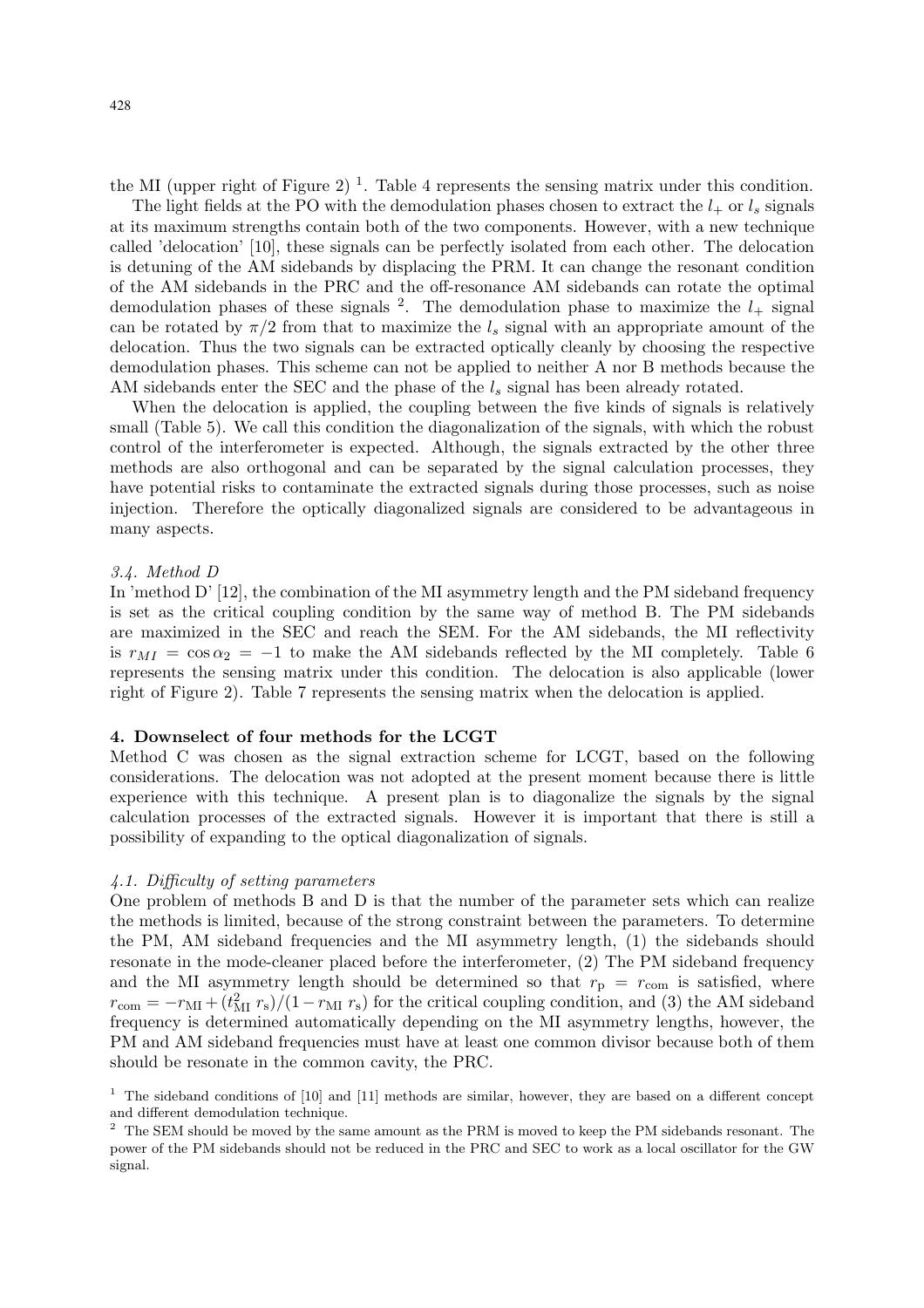the MI (upper right of Figure 2) [1]. Table 4 represents the sensing matrix under this condition.

The light fields at the PO with the demodulation phases chosen to extract the $l_+$ or $l_s$ signals at its maximum strengths contain both of the two components. However, with a new technique called 'delocation' [10], these signals can be perfectly isolated from each other. The delocation is detuning of the AM sidebands by displacing the PRM. It can change the resonant condition of the AM sidebands in the PRC and the off-resonance AM sidebands can rotate the optimal demodulation phases of these signals [2]. The demodulation phase to maximize the $l_+$ signal can be rotated by $\pi/2$ from that to maximize the $l_s$ signal with an appropriate amount of the delocation. Thus the two signals can be extracted optically cleanly by choosing the respective demodulation phases. This scheme can not be applied to neither A nor B methods because the AM sidebands enter the SEC and the phase of the $l_s$ signal has been already rotated.

When the delocation is applied, the coupling between the five kinds of signals is relatively small (Table 5). We call this condition the diagonalization of the signals, with which the robust control of the interferometer is expected. Although, the signals extracted by the other three methods are also orthogonal and can be separated by the signal calculation processes, they have potential risks to contaminate the extracted signals during those processes, such as noise injection. Therefore the optically diagonalized signals are considered to be advantageous in many aspects.

### *3.4. Method D*

In 'method D' [12], the combination of the MI asymmetry length and the PM sideband frequency is set as the critical coupling condition by the same way of method B. The PM sidebands are maximized in the SEC and reach the SEM. For the AM sidebands, the MI reflectivity is $r_{MI} = \cos\alpha_2 = -1$ to make the AM sidebands reflected by the MI completely. Table 6 represents the sensing matrix under this condition. The delocation is also applicable (lower right of Figure 2). Table 7 represents the sensing matrix when the delocation is applied.

## 4. Downselect of four methods for the LCGT

Method C was chosen as the signal extraction scheme for LCGT, based on the following considerations. The delocation was not adopted at the present moment because there is little experience with this technique. A present plan is to diagonalize the signals by the signal calculation processes of the extracted signals. However it is important that there is still a possibility of expanding to the optical diagonalization of signals.

### *4.1. Difficulty of setting parameters*

One problem of methods B and D is that the number of the parameter sets which can realize the methods is limited, because of the strong constraint between the parameters. To determine the PM, AM sideband frequencies and the MI asymmetry length, (1) the sidebands should resonate in the mode-cleaner placed before the interferometer, (2) The PM sideband frequency and the MI asymmetry length should be determined so that $r_{\rm p} = r_{\rm com}$ is satisfied, where $r_{\rm com} = -r_{\rm MI} + (t_{\rm MI}^2\, r_{\rm s})/(1 - r_{\rm MI}\, r_{\rm s})$ for the critical coupling condition, and (3) the AM sideband frequency is determined automatically depending on the MI asymmetry lengths, however, the PM and AM sideband frequencies must have at least one common divisor because both of them should be resonate in the common cavity, the PRC.

[1] The sideband conditions of [10] and [11] methods are similar, however, they are based on a different concept and different demodulation technique.

[2] The SEM should be moved by the same amount as the PRM is moved to keep the PM sidebands resonant. The power of the PM sidebands should not be reduced in the PRC and SEC to work as a local oscillator for the GW signal.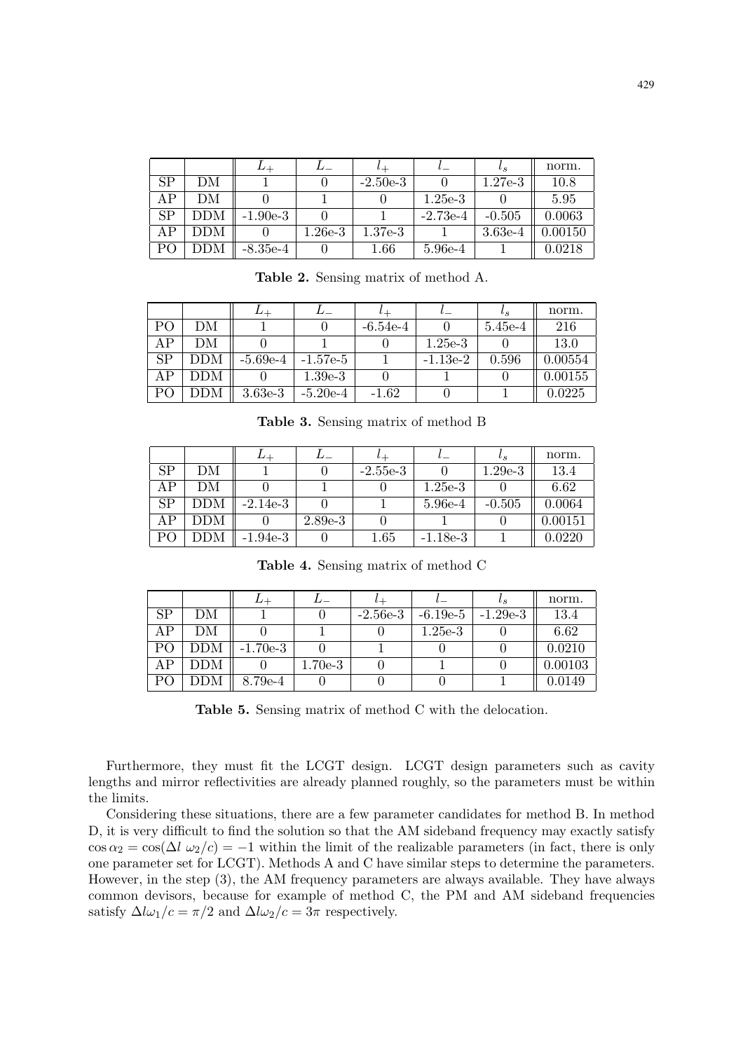|  |  | $L_+$ | $L_-$ | $l_+$ | $l_-$ | $l_s$ | norm. |
|---|---|---|---|---|---|---|---|
| SP | DM | 1 | 0 | -2.50e-3 | 0 | 1.27e-3 | 10.8 |
| AP | DM | 0 | 1 | 0 | 1.25e-3 | 0 | 5.95 |
| SP | DDM | -1.90e-3 | 0 | 1 | -2.73e-4 | -0.505 | 0.0063 |
| AP | DDM | 0 | 1.26e-3 | 1.37e-3 | 1 | 3.63e-4 | 0.00150 |
| PO | DDM | -8.35e-4 | 0 | 1.66 | 5.96e-4 | 1 | 0.0218 |

**Table 2.** Sensing matrix of method A.

|  |  | $L_+$ | $L_-$ | $l_+$ | $l_-$ | $l_s$ | norm. |
|---|---|---|---|---|---|---|---|
| PO | DM | 1 | 0 | -6.54e-4 | 0 | 5.45e-4 | 216 |
| AP | DM | 0 | 1 | 0 | 1.25e-3 | 0 | 13.0 |
| SP | DDM | -5.69e-4 | -1.57e-5 | 1 | -1.13e-2 | 0.596 | 0.00554 |
| AP | DDM | 0 | 1.39e-3 | 0 | 1 | 0 | 0.00155 |
| PO | DDM | 3.63e-3 | -5.20e-4 | -1.62 | 0 | 1 | 0.0225 |

**Table 3.** Sensing matrix of method B

|  |  | $L_+$ | $L_-$ | $l_+$ | $l_-$ | $l_s$ | norm. |
|---|---|---|---|---|---|---|---|
| SP | DM | 1 | 0 | -2.55e-3 | 0 | 1.29e-3 | 13.4 |
| AP | DM | 0 | 1 | 0 | 1.25e-3 | 0 | 6.62 |
| SP | DDM | -2.14e-3 | 0 | 1 | 5.96e-4 | -0.505 | 0.0064 |
| AP | DDM | 0 | 2.89e-3 | 0 | 1 | 0 | 0.00151 |
| PO | DDM | -1.94e-3 | 0 | 1.65 | -1.18e-3 | 1 | 0.0220 |

**Table 4.** Sensing matrix of method C

|  |  | $L_+$ | $L_-$ | $l_+$ | $l_-$ | $l_s$ | norm. |
|---|---|---|---|---|---|---|---|
| SP | DM | 1 | 0 | -2.56e-3 | -6.19e-5 | -1.29e-3 | 13.4 |
| AP | DM | 0 | 1 | 0 | 1.25e-3 | 0 | 6.62 |
| PO | DDM | -1.70e-3 | 0 | 1 | 0 | 0 | 0.0210 |
| AP | DDM | 0 | 1.70e-3 | 0 | 1 | 0 | 0.00103 |
| PO | DDM | 8.79e-4 | 0 | 0 | 0 | 1 | 0.0149 |

**Table 5.** Sensing matrix of method C with the delocation.

Furthermore, they must fit the LCGT design. LCGT design parameters such as cavity lengths and mirror reflectivities are already planned roughly, so the parameters must be within the limits.

Considering these situations, there are a few parameter candidates for method B. In method D, it is very difficult to find the solution so that the AM sideband frequency may exactly satisfy $\cos\alpha_2 = \cos(\Delta l\ \omega_2/c) = -1$ within the limit of the realizable parameters (in fact, there is only one parameter set for LCGT). Methods A and C have similar steps to determine the parameters. However, in the step (3), the AM frequency parameters are always available. They have always common devisors, because for example of method C, the PM and AM sideband frequencies satisfy $\Delta l\omega_1/c = \pi/2$ and $\Delta l\omega_2/c = 3\pi$ respectively.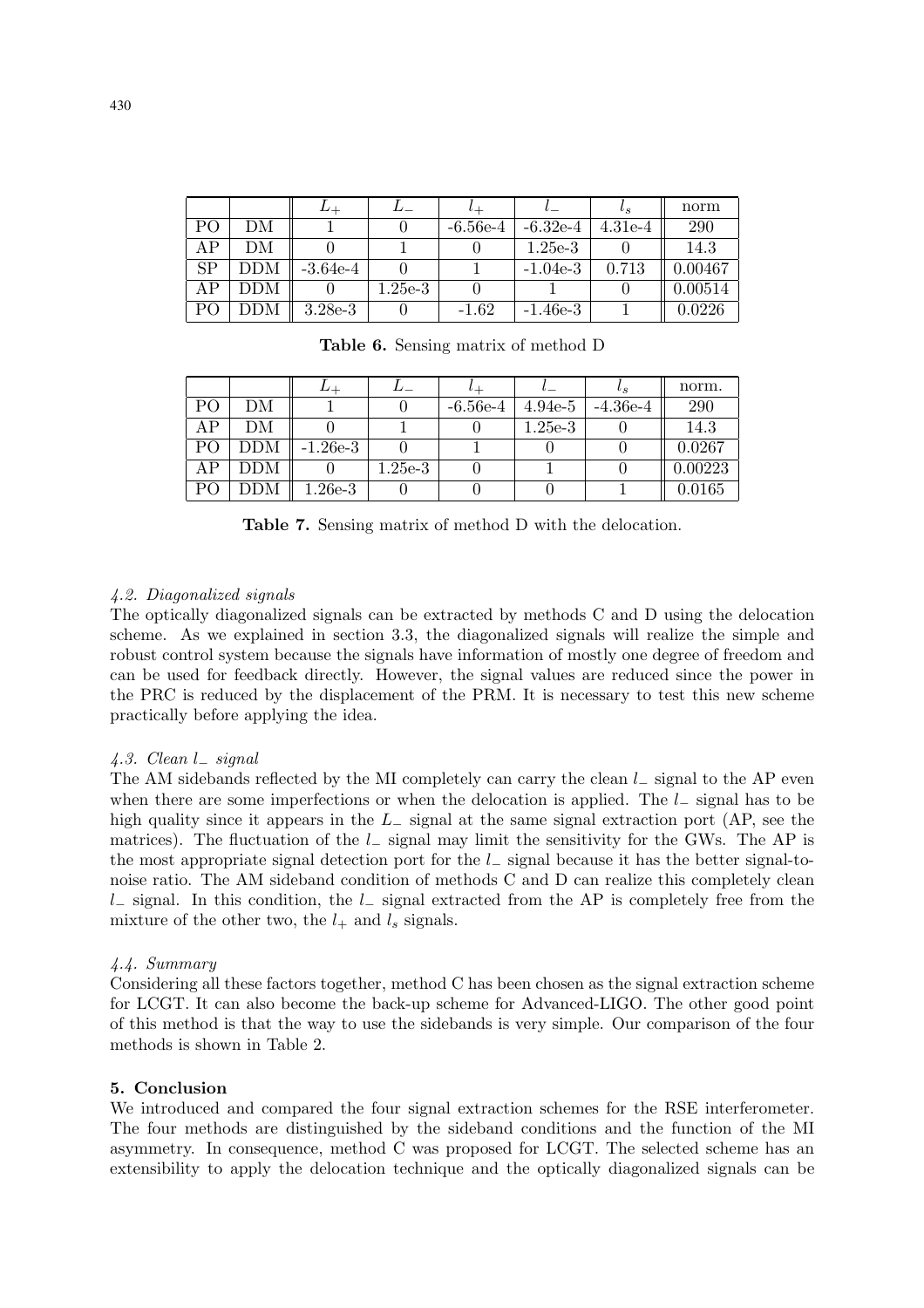|  |  | $L_+$ | $L_-$ | $l_+$ | $l_-$ | $l_s$ | norm |
|---|---|---|---|---|---|---|---|
| PO | DM | 1 | 0 | -6.56e-4 | -6.32e-4 | 4.31e-4 | 290 |
| AP | DM | 0 | 1 | 0 | 1.25e-3 | 0 | 14.3 |
| SP | DDM | -3.64e-4 | 0 | 1 | -1.04e-3 | 0.713 | 0.00467 |
| AP | DDM | 0 | 1.25e-3 | 0 | 1 | 0 | 0.00514 |
| PO | DDM | 3.28e-3 | 0 | -1.62 | -1.46e-3 | 1 | 0.0226 |

**Table 6.** Sensing matrix of method D

|  |  | $L_+$ | $L_-$ | $l_+$ | $l_-$ | $l_s$ | norm. |
|---|---|---|---|---|---|---|---|
| PO | DM | 1 | 0 | -6.56e-4 | 4.94e-5 | -4.36e-4 | 290 |
| AP | DM | 0 | 1 | 0 | 1.25e-3 | 0 | 14.3 |
| PO | DDM | -1.26e-3 | 0 | 1 | 0 | 0 | 0.0267 |
| AP | DDM | 0 | 1.25e-3 | 0 | 1 | 0 | 0.00223 |
| PO | DDM | 1.26e-3 | 0 | 0 | 0 | 1 | 0.0165 |

**Table 7.** Sensing matrix of method D with the delocation.

### *4.2. Diagonalized signals*

The optically diagonalized signals can be extracted by methods C and D using the delocation scheme. As we explained in section 3.3, the diagonalized signals will realize the simple and robust control system because the signals have information of mostly one degree of freedom and can be used for feedback directly. However, the signal values are reduced since the power in the PRC is reduced by the displacement of the PRM. It is necessary to test this new scheme practically before applying the idea.

### *4.3. Clean $l_-$ signal*

The AM sidebands reflected by the MI completely can carry the clean $l_-$ signal to the AP even when there are some imperfections or when the delocation is applied. The $l_-$ signal has to be high quality since it appears in the $L_-$ signal at the same signal extraction port (AP, see the matrices). The fluctuation of the $l_-$ signal may limit the sensitivity for the GWs. The AP is the most appropriate signal detection port for the $l_-$ signal because it has the better signal-to-noise ratio. The AM sideband condition of methods C and D can realize this completely clean $l_-$ signal. In this condition, the $l_-$ signal extracted from the AP is completely free from the mixture of the other two, the $l_+$ and $l_s$ signals.

### *4.4. Summary*

Considering all these factors together, method C has been chosen as the signal extraction scheme for LCGT. It can also become the back-up scheme for Advanced-LIGO. The other good point of this method is that the way to use the sidebands is very simple. Our comparison of the four methods is shown in Table 2.

## **5. Conclusion**

We introduced and compared the four signal extraction schemes for the RSE interferometer. The four methods are distinguished by the sideband conditions and the function of the MI asymmetry. In consequence, method C was proposed for LCGT. The selected scheme has an extensibility to apply the delocation technique and the optically diagonalized signals can be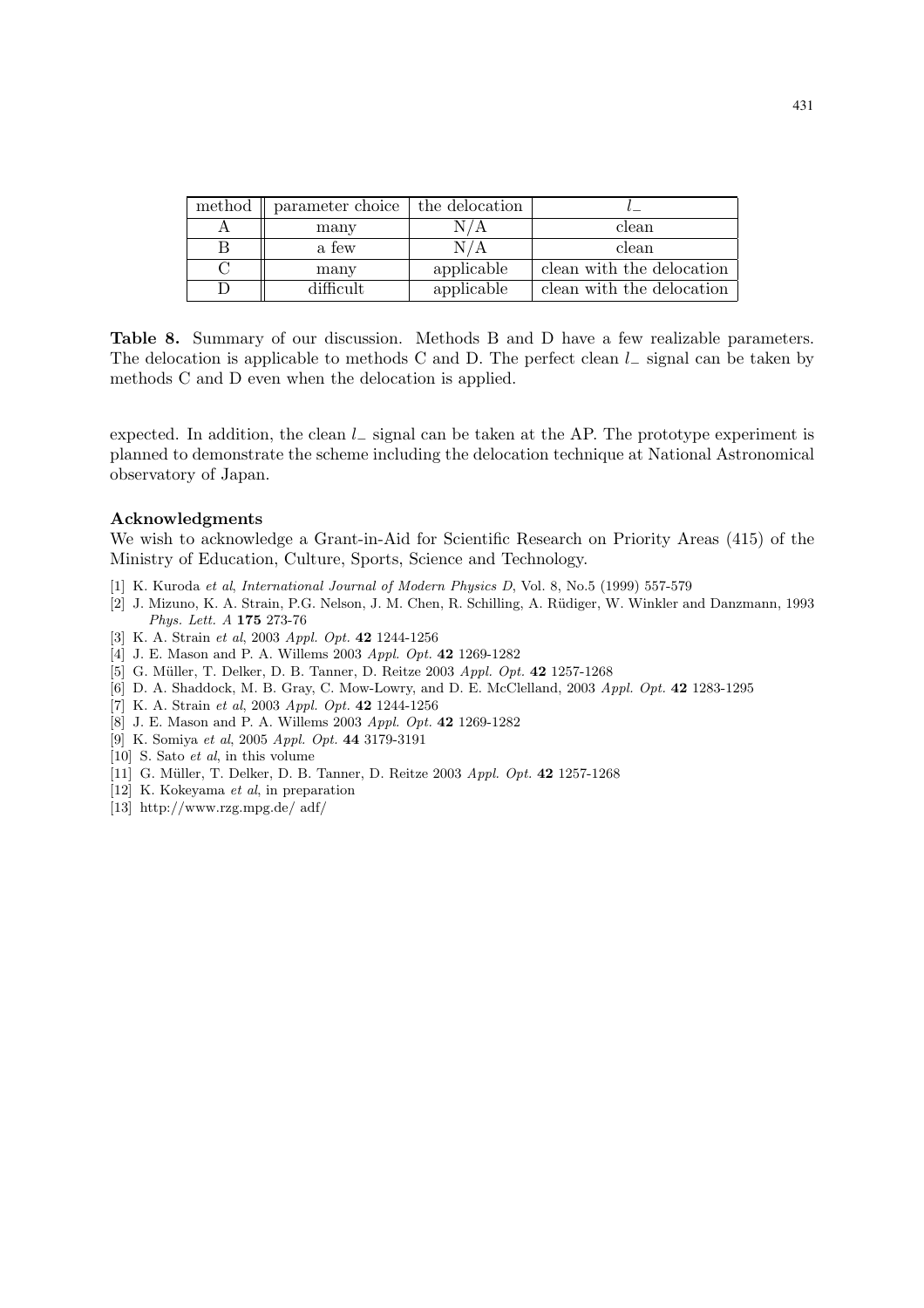| method | parameter choice | the delocation | $l_-$ |
|---|---|---|---|
| A | many | N/A | clean |
| B | a few | N/A | clean |
| C | many | applicable | clean with the delocation |
| D | difficult | applicable | clean with the delocation |

**Table 8.** Summary of our discussion. Methods B and D have a few realizable parameters. The delocation is applicable to methods C and D. The perfect clean $l_-$ signal can be taken by methods C and D even when the delocation is applied.

expected. In addition, the clean $l_-$ signal can be taken at the AP. The prototype experiment is planned to demonstrate the scheme including the delocation technique at National Astronomical observatory of Japan.

**Acknowledgments**

We wish to acknowledge a Grant-in-Aid for Scientific Research on Priority Areas (415) of the Ministry of Education, Culture, Sports, Science and Technology.

[1] K. Kuroda *et al*, *International Journal of Modern Physics D*, Vol. 8, No.5 (1999) 557-579
[2] J. Mizuno, K. A. Strain, P.G. Nelson, J. M. Chen, R. Schilling, A. Rüdiger, W. Winkler and Danzmann, 1993 *Phys. Lett. A* **175** 273-76
[3] K. A. Strain *et al*, 2003 *Appl. Opt.* **42** 1244-1256
[4] J. E. Mason and P. A. Willems 2003 *Appl. Opt.* **42** 1269-1282
[5] G. Müller, T. Delker, D. B. Tanner, D. Reitze 2003 *Appl. Opt.* **42** 1257-1268
[6] D. A. Shaddock, M. B. Gray, C. Mow-Lowry, and D. E. McClelland, 2003 *Appl. Opt.* **42** 1283-1295
[7] K. A. Strain *et al*, 2003 *Appl. Opt.* **42** 1244-1256
[8] J. E. Mason and P. A. Willems 2003 *Appl. Opt.* **42** 1269-1282
[9] K. Somiya *et al*, 2005 *Appl. Opt.* **44** 3179-3191
[10] S. Sato *et al*, in this volume
[11] G. Müller, T. Delker, D. B. Tanner, D. Reitze 2003 *Appl. Opt.* **42** 1257-1268
[12] K. Kokeyama *et al*, in preparation
[13] http://www.rzg.mpg.de/ adf/